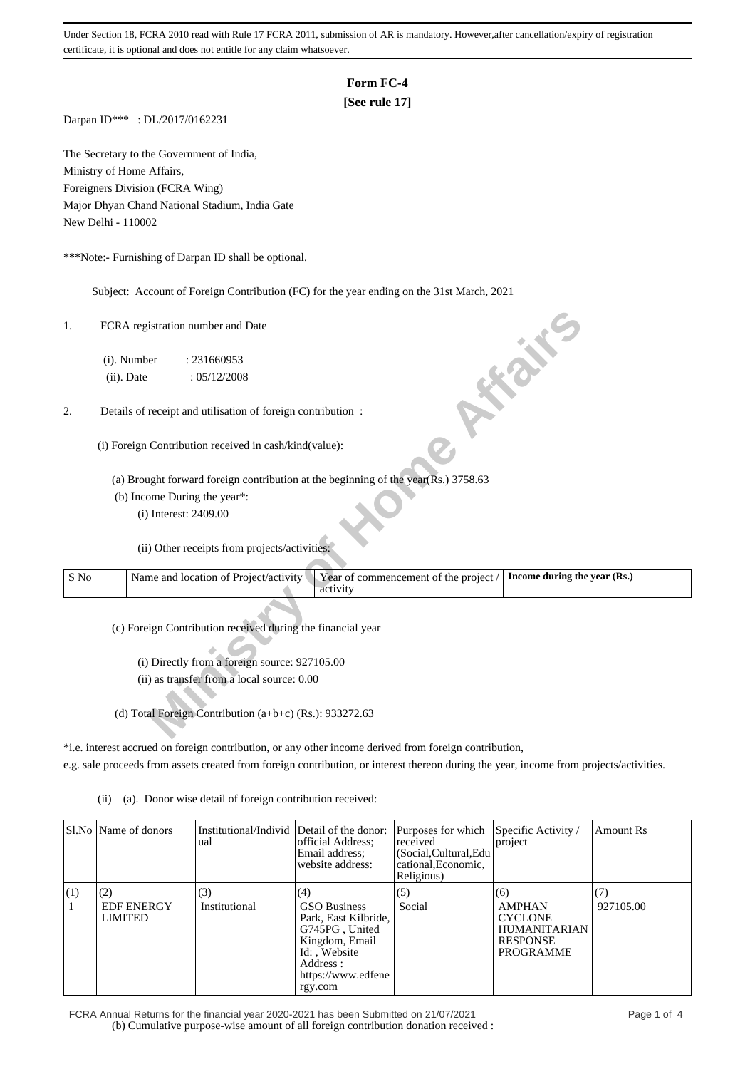Under Section 18, FCRA 2010 read with Rule 17 FCRA 2011, submission of AR is mandatory. However,after cancellation/expiry of registration certificate, it is optional and does not entitle for any claim whatsoever.

# Form FC-4

**[See rule 17]**

Darpan ID*** : DL/2017/0162231

The Secretary to the Government of India,
Ministry of Home Affairs,
Foreigners Division (FCRA Wing)
Major Dhyan Chand National Stadium, India Gate
New Delhi - 110002

***Note:- Furnishing of Darpan ID shall be optional.

Subject: Account of Foreign Contribution (FC) for the year ending on the 31st March, 2021

1. FCRA registration number and Date

   (i). Number : 231660953

   (ii). Date : 05/12/2008

2. Details of receipt and utilisation of foreign contribution :

   (i) Foreign Contribution received in cash/kind(value):

   (a) Brought forward foreign contribution at the beginning of the year(Rs.) 3758.63

   (b) Income During the year*:

   (i) Interest: 2409.00

   (ii) Other receipts from projects/activities:

| S No | Name and location of Project/activity | Year of commencement of the project / activity | **Income during the year (Rs.)** |
|---|---|---|---|

   (c) Foreign Contribution received during the financial year

   (i) Directly from a foreign source: 927105.00

   (ii) as transfer from a local source: 0.00

   (d) Total Foreign Contribution (a+b+c) (Rs.): 933272.63

*i.e. interest accrued on foreign contribution, or any other income derived from foreign contribution, e.g. sale proceeds from assets created from foreign contribution, or interest thereon during the year, income from projects/activities.

(ii) (a). Donor wise detail of foreign contribution received:

| Sl.No | Name of donors | Institutional/Individual | Detail of the donor: official Address; Email address; website address: | Purposes for which received (Social,Cultural,Educational,Economic, Religious) | Specific Activity / project | Amount Rs |
|---|---|---|---|---|---|---|
| (1) | (2) | (3) | (4) | (5) | (6) | (7) |
| 1 | EDF ENERGY LIMITED | Institutional | GSO Business Park, East Kilbride, G745PG , United Kingdom, Email Id: , Website Address : https://www.edfenergy.com | Social | AMPHAN CYCLONE HUMANITARIAN RESPONSE PROGRAMME | 927105.00 |

(b) Cumulative purpose-wise amount of all foreign contribution donation received :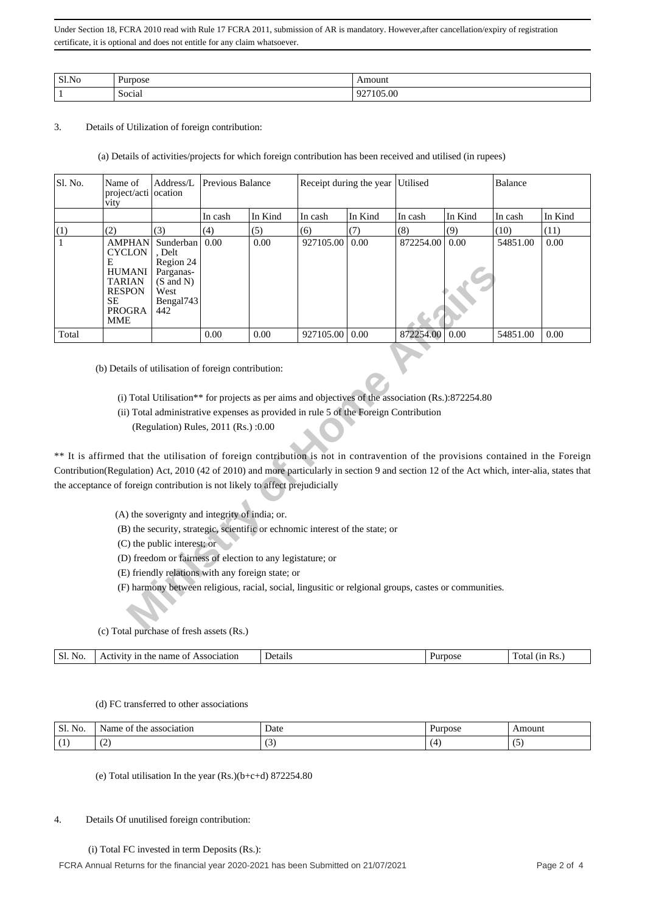Under Section 18, FCRA 2010 read with Rule 17 FCRA 2011, submission of AR is mandatory. However,after cancellation/expiry of registration certificate, it is optional and does not entitle for any claim whatsoever.

| Sl.No | Purpose | Amount |
| --- | --- | --- |
| 1 | Social | 927105.00 |

3. Details of Utilization of foreign contribution:

(a) Details of activities/projects for which foreign contribution has been received and utilised (in rupees)

| Sl. No. | Name of project/activity | Address/Location | Previous Balance | | Receipt during the year | | Utilised | | Balance | |
| --- | --- | --- | --- | --- | --- | --- | --- | --- | --- | --- |
| | | | In cash | In Kind | In cash | In Kind | In cash | In Kind | In cash | In Kind |
| (1) | (2) | (3) | (4) | (5) | (6) | (7) | (8) | (9) | (10) | (11) |
| 1 | AMPHAN CYCLONE HUMANITARIAN RESPONSE PROGRAMME | Sunderban, Delt Region 24 Parganas-(S and N) West Bengal743442 | 0.00 | 0.00 | 927105.00 | 0.00 | 872254.00 | 0.00 | 54851.00 | 0.00 |
| Total | | | 0.00 | 0.00 | 927105.00 | 0.00 | 872254.00 | 0.00 | 54851.00 | 0.00 |

(b) Details of utilisation of foreign contribution:

(i) Total Utilisation** for projects as per aims and objectives of the association (Rs.):872254.80

(ii) Total administrative expenses as provided in rule 5 of the Foreign Contribution (Regulation) Rules, 2011 (Rs.) :0.00

** It is affirmed that the utilisation of foreign contribution is not in contravention of the provisions contained in the Foreign Contribution(Regulation) Act, 2010 (42 of 2010) and more particularly in section 9 and section 12 of the Act which, inter-alia, states that the acceptance of foreign contribution is not likely to affect prejudicially

(A) the soverignty and integrity of india; or.

(B) the security, strategic, scientific or echnomic interest of the state; or

(C) the public interest; or

(D) freedom or fairness of election to any legistature; or

(E) friendly relations with any foreign state; or

(F) harmony between religious, racial, social, lingusitic or relgional groups, castes or communities.

(c) Total purchase of fresh assets (Rs.)

| Sl. No. | Activity in the name of Association | Details | Purpose | Total (in Rs.) |
| --- | --- | --- | --- | --- |

(d) FC transferred to other associations

| Sl. No. | Name of the association | Date | Purpose | Amount |
| --- | --- | --- | --- | --- |
| (1) | (2) | (3) | (4) | (5) |

(e) Total utilisation In the year (Rs.)(b+c+d) 872254.80

4. Details Of unutilised foreign contribution:

(i) Total FC invested in term Deposits (Rs.):

FCRA Annual Returns for the financial year 2020-2021 has been Submitted on 21/07/2021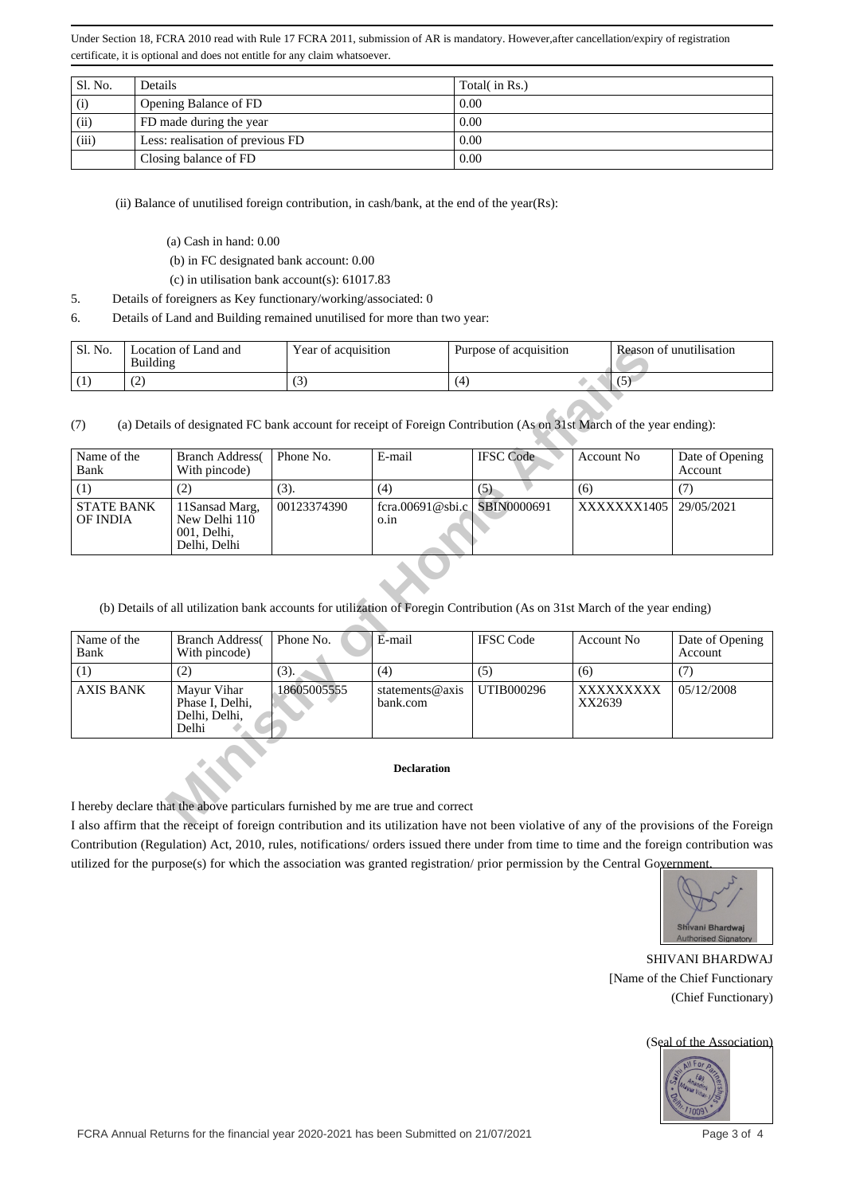Under Section 18, FCRA 2010 read with Rule 17 FCRA 2011, submission of AR is mandatory. However,after cancellation/expiry of registration certificate, it is optional and does not entitle for any claim whatsoever.

| Sl. No. | Details | Total( in Rs.) |
|---|---|---|
| (i) | Opening Balance of FD | 0.00 |
| (ii) | FD made during the year | 0.00 |
| (iii) | Less: realisation of previous FD | 0.00 |
| | Closing balance of FD | 0.00 |

(ii) Balance of unutilised foreign contribution, in cash/bank, at the end of the year(Rs):

(a) Cash in hand: 0.00

(b) in FC designated bank account: 0.00

(c) in utilisation bank account(s): 61017.83

5. Details of foreigners as Key functionary/working/associated: 0

6. Details of Land and Building remained unutilised for more than two year:

| Sl. No. | Location of Land and Building | Year of acquisition | Purpose of acquisition | Reason of unutilisation |
|---|---|---|---|---|
| (1) | (2) | (3) | (4) | (5) |

(7) (a) Details of designated FC bank account for receipt of Foreign Contribution (As on 31st March of the year ending):

| Name of the Bank | Branch Address( With pincode) | Phone No. | E-mail | IFSC Code | Account No | Date of Opening Account |
|---|---|---|---|---|---|---|
| (1) | (2) | (3). | (4) | (5) | (6) | (7) |
| STATE BANK OF INDIA | 11Sansad Marg, New Delhi 110 001, Delhi, Delhi | 00123374390 | fcra.00691@sbi.co.in | SBIN0000691 | XXXXXXX1405 | 29/05/2021 |

(b) Details of all utilization bank accounts for utilization of Foregin Contribution (As on 31st March of the year ending)

| Name of the Bank | Branch Address( With pincode) | Phone No. | E-mail | IFSC Code | Account No | Date of Opening Account |
|---|---|---|---|---|---|---|
| (1) | (2) | (3). | (4) | (5) | (6) | (7) |
| AXIS BANK | Mayur Vihar Phase I, Delhi, Delhi, Delhi, Delhi | 18605005555 | statements@axisbank.com | UTIB000296 | XXXXXXXXXX2639 | 05/12/2008 |

**Declaration**

I hereby declare that the above particulars furnished by me are true and correct

I also affirm that the receipt of foreign contribution and its utilization have not been violative of any of the provisions of the Foreign Contribution (Regulation) Act, 2010, rules, notifications/ orders issued there under from time to time and the foreign contribution was utilized for the purpose(s) for which the association was granted registration/ prior permission by the Central Government.

Shivani Bhardwaj
Authorised Signatory

SHIVANI BHARDWAJ
[Name of the Chief Functionary
(Chief Functionary)

(Seal of the Association)

FCRA Annual Returns for the financial year 2020-2021 has been Submitted on 21/07/2021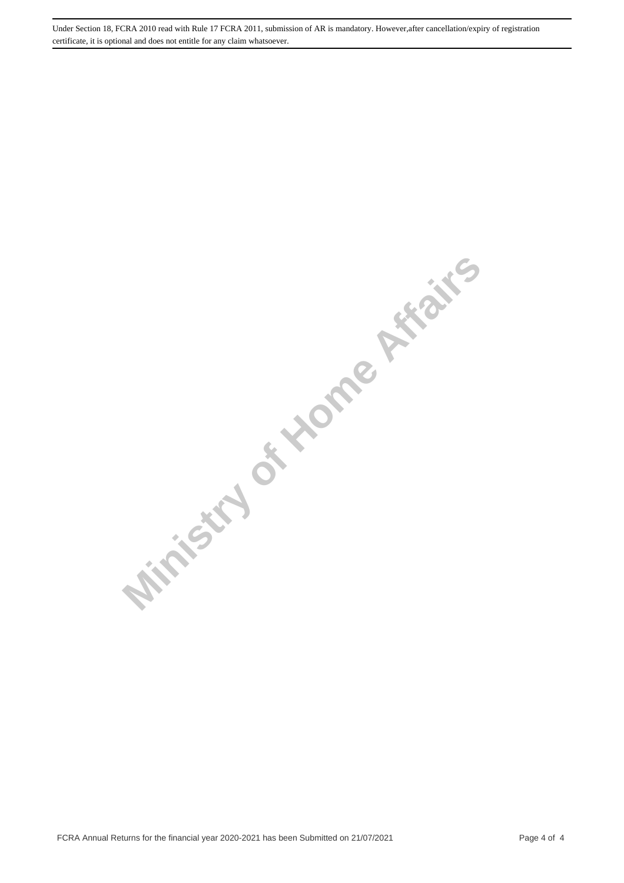Under Section 18, FCRA 2010 read with Rule 17 FCRA 2011, submission of AR is mandatory. However,after cancellation/expiry of registration certificate, it is optional and does not entitle for any claim whatsoever.